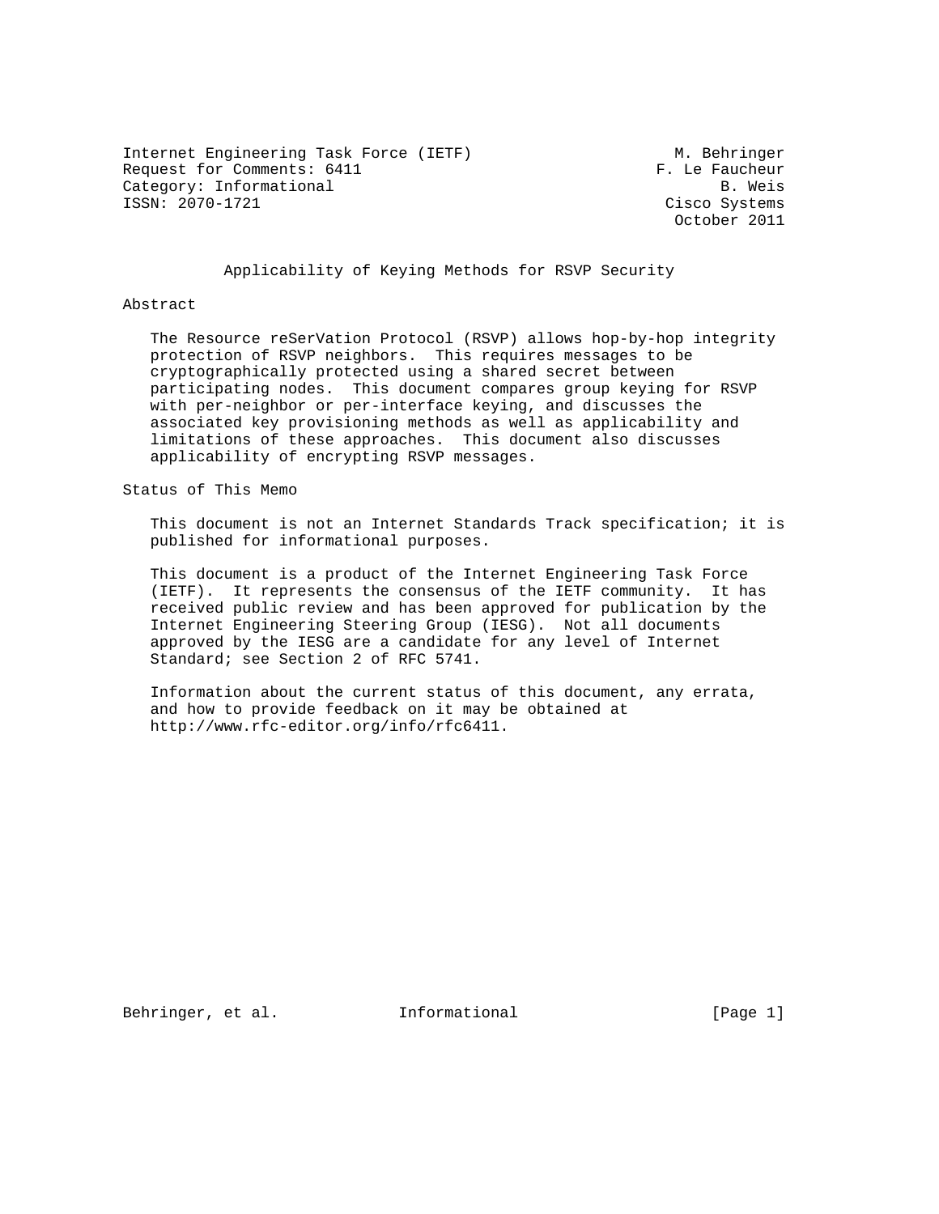Internet Engineering Task Force (IETF) M. Behringer
Request for Comments: 6411 F. Le Faucheur
Category: Informational B. Weis
ISSN: 2070-1721 Cisco Systems
October 2011

# Applicability of Keying Methods for RSVP Security

## Abstract

The Resource reSerVation Protocol (RSVP) allows hop-by-hop integrity protection of RSVP neighbors. This requires messages to be cryptographically protected using a shared secret between participating nodes. This document compares group keying for RSVP with per-neighbor or per-interface keying, and discusses the associated key provisioning methods as well as applicability and limitations of these approaches. This document also discusses applicability of encrypting RSVP messages.

## Status of This Memo

This document is not an Internet Standards Track specification; it is published for informational purposes.

This document is a product of the Internet Engineering Task Force (IETF). It represents the consensus of the IETF community. It has received public review and has been approved for publication by the Internet Engineering Steering Group (IESG). Not all documents approved by the IESG are a candidate for any level of Internet Standard; see Section 2 of RFC 5741.

Information about the current status of this document, any errata, and how to provide feedback on it may be obtained at http://www.rfc-editor.org/info/rfc6411.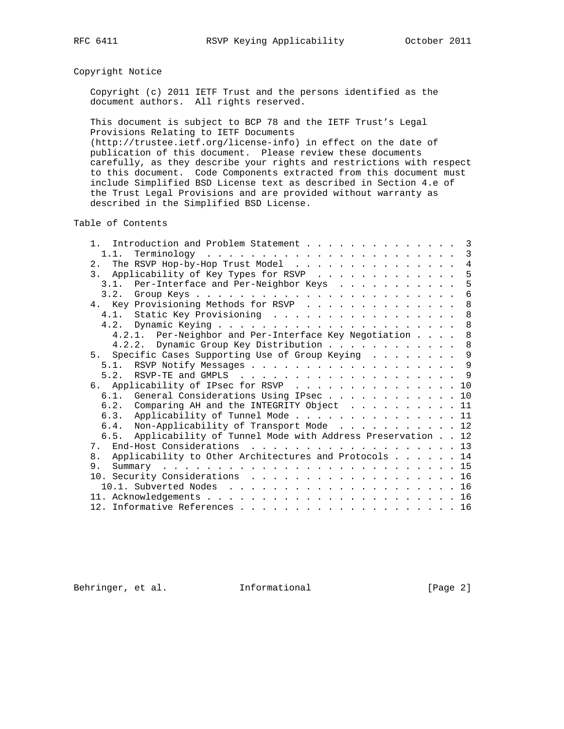## Copyright Notice

Copyright (c) 2011 IETF Trust and the persons identified as the document authors. All rights reserved.

This document is subject to BCP 78 and the IETF Trust's Legal Provisions Relating to IETF Documents (http://trustee.ietf.org/license-info) in effect on the date of publication of this document. Please review these documents carefully, as they describe your rights and restrictions with respect to this document. Code Components extracted from this document must include Simplified BSD License text as described in Section 4.e of the Trust Legal Provisions and are provided without warranty as described in the Simplified BSD License.

## Table of Contents

```
   1.  Introduction and Problem Statement . . . . . . . . . . . . . .  3
     1.1.  Terminology  . . . . . . . . . . . . . . . . . . . . . . .  3
   2.  The RSVP Hop-by-Hop Trust Model  . . . . . . . . . . . . . . .  4
   3.  Applicability of Key Types for RSVP  . . . . . . . . . . . . .  5
     3.1.  Per-Interface and Per-Neighbor Keys  . . . . . . . . . . .  5
     3.2.  Group Keys . . . . . . . . . . . . . . . . . . . . . . . .  6
   4.  Key Provisioning Methods for RSVP  . . . . . . . . . . . . . .  8
     4.1.  Static Key Provisioning  . . . . . . . . . . . . . . . . .  8
     4.2.  Dynamic Keying . . . . . . . . . . . . . . . . . . . . . .  8
       4.2.1.  Per-Neighbor and Per-Interface Key Negotiation . . . .  8
       4.2.2.  Dynamic Group Key Distribution . . . . . . . . . . . .  8
   5.  Specific Cases Supporting Use of Group Keying  . . . . . . . .  9
     5.1.  RSVP Notify Messages . . . . . . . . . . . . . . . . . . .  9
     5.2.  RSVP-TE and GMPLS  . . . . . . . . . . . . . . . . . . . .  9
   6.  Applicability of IPsec for RSVP  . . . . . . . . . . . . . . . 10
     6.1.  General Considerations Using IPsec . . . . . . . . . . . . 10
     6.2.  Comparing AH and the INTEGRITY Object  . . . . . . . . . . 11
     6.3.  Applicability of Tunnel Mode . . . . . . . . . . . . . . . 11
     6.4.  Non-Applicability of Transport Mode  . . . . . . . . . . . 12
     6.5.  Applicability of Tunnel Mode with Address Preservation . . 12
   7.  End-Host Considerations  . . . . . . . . . . . . . . . . . . . 13
   8.  Applicability to Other Architectures and Protocols . . . . . . 14
   9.  Summary  . . . . . . . . . . . . . . . . . . . . . . . . . . . 15
   10. Security Considerations  . . . . . . . . . . . . . . . . . . . 16
     10.1. Subverted Nodes  . . . . . . . . . . . . . . . . . . . . . 16
   11. Acknowledgements . . . . . . . . . . . . . . . . . . . . . . . 16
   12. Informative References . . . . . . . . . . . . . . . . . . . . 16
```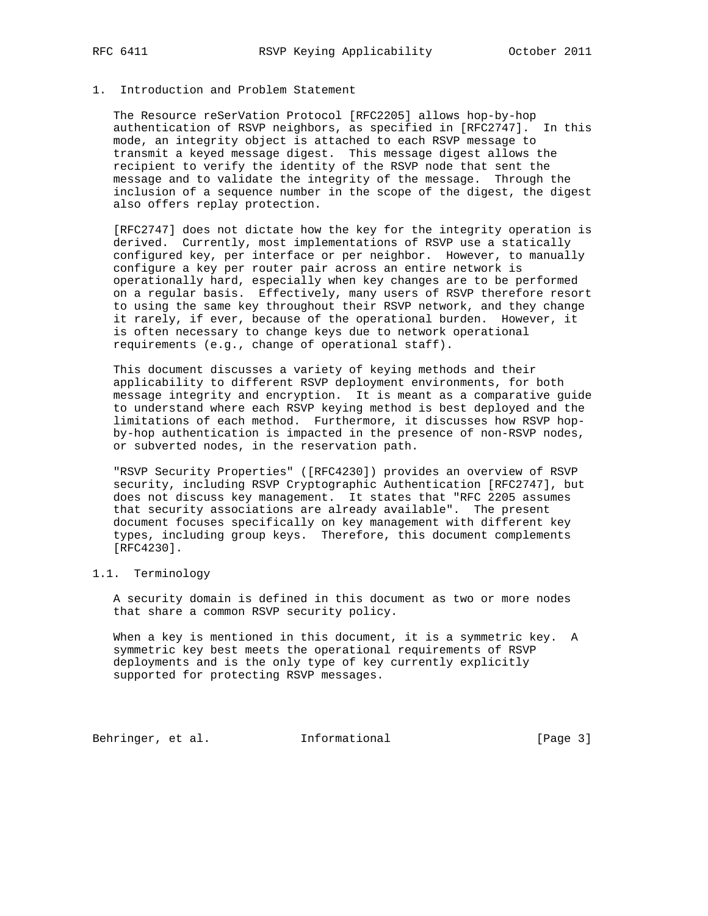# 1. Introduction and Problem Statement

The Resource reSerVation Protocol [RFC2205] allows hop-by-hop authentication of RSVP neighbors, as specified in [RFC2747]. In this mode, an integrity object is attached to each RSVP message to transmit a keyed message digest. This message digest allows the recipient to verify the identity of the RSVP node that sent the message and to validate the integrity of the message. Through the inclusion of a sequence number in the scope of the digest, the digest also offers replay protection.

[RFC2747] does not dictate how the key for the integrity operation is derived. Currently, most implementations of RSVP use a statically configured key, per interface or per neighbor. However, to manually configure a key per router pair across an entire network is operationally hard, especially when key changes are to be performed on a regular basis. Effectively, many users of RSVP therefore resort to using the same key throughout their RSVP network, and they change it rarely, if ever, because of the operational burden. However, it is often necessary to change keys due to network operational requirements (e.g., change of operational staff).

This document discusses a variety of keying methods and their applicability to different RSVP deployment environments, for both message integrity and encryption. It is meant as a comparative guide to understand where each RSVP keying method is best deployed and the limitations of each method. Furthermore, it discusses how RSVP hop-by-hop authentication is impacted in the presence of non-RSVP nodes, or subverted nodes, in the reservation path.

"RSVP Security Properties" ([RFC4230]) provides an overview of RSVP security, including RSVP Cryptographic Authentication [RFC2747], but does not discuss key management. It states that "RFC 2205 assumes that security associations are already available". The present document focuses specifically on key management with different key types, including group keys. Therefore, this document complements [RFC4230].

## 1.1. Terminology

A security domain is defined in this document as two or more nodes that share a common RSVP security policy.

When a key is mentioned in this document, it is a symmetric key. A symmetric key best meets the operational requirements of RSVP deployments and is the only type of key currently explicitly supported for protecting RSVP messages.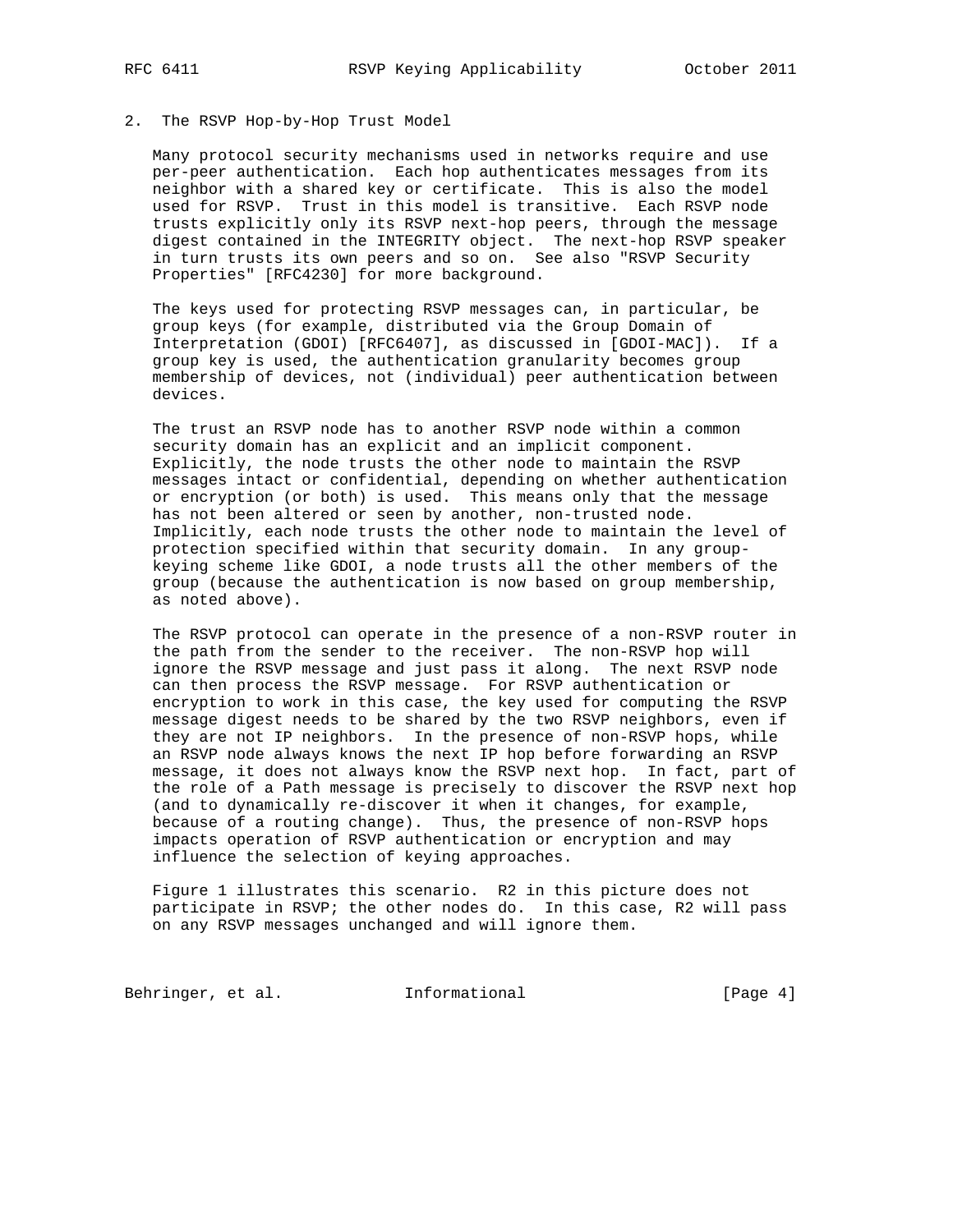## 2. The RSVP Hop-by-Hop Trust Model

Many protocol security mechanisms used in networks require and use per-peer authentication. Each hop authenticates messages from its neighbor with a shared key or certificate. This is also the model used for RSVP. Trust in this model is transitive. Each RSVP node trusts explicitly only its RSVP next-hop peers, through the message digest contained in the INTEGRITY object. The next-hop RSVP speaker in turn trusts its own peers and so on. See also "RSVP Security Properties" [RFC4230] for more background.

The keys used for protecting RSVP messages can, in particular, be group keys (for example, distributed via the Group Domain of Interpretation (GDOI) [RFC6407], as discussed in [GDOI-MAC]). If a group key is used, the authentication granularity becomes group membership of devices, not (individual) peer authentication between devices.

The trust an RSVP node has to another RSVP node within a common security domain has an explicit and an implicit component. Explicitly, the node trusts the other node to maintain the RSVP messages intact or confidential, depending on whether authentication or encryption (or both) is used. This means only that the message has not been altered or seen by another, non-trusted node. Implicitly, each node trusts the other node to maintain the level of protection specified within that security domain. In any group-keying scheme like GDOI, a node trusts all the other members of the group (because the authentication is now based on group membership, as noted above).

The RSVP protocol can operate in the presence of a non-RSVP router in the path from the sender to the receiver. The non-RSVP hop will ignore the RSVP message and just pass it along. The next RSVP node can then process the RSVP message. For RSVP authentication or encryption to work in this case, the key used for computing the RSVP message digest needs to be shared by the two RSVP neighbors, even if they are not IP neighbors. In the presence of non-RSVP hops, while an RSVP node always knows the next IP hop before forwarding an RSVP message, it does not always know the RSVP next hop. In fact, part of the role of a Path message is precisely to discover the RSVP next hop (and to dynamically re-discover it when it changes, for example, because of a routing change). Thus, the presence of non-RSVP hops impacts operation of RSVP authentication or encryption and may influence the selection of keying approaches.

Figure 1 illustrates this scenario. R2 in this picture does not participate in RSVP; the other nodes do. In this case, R2 will pass on any RSVP messages unchanged and will ignore them.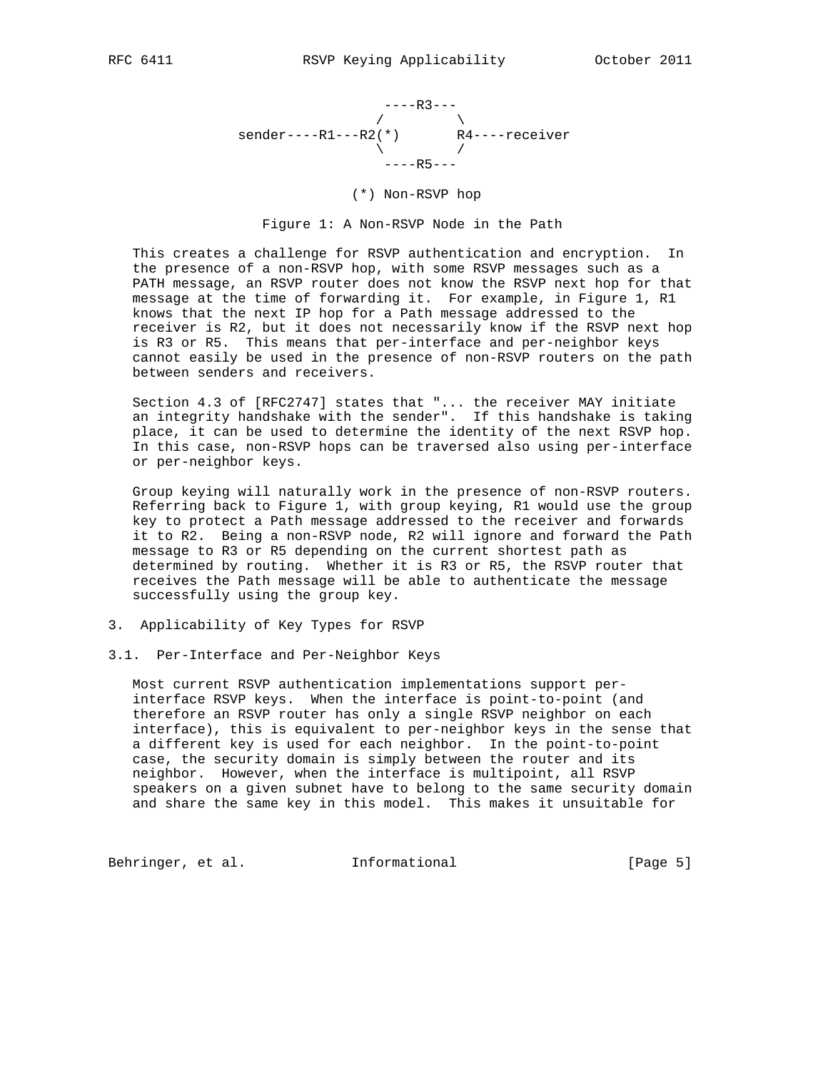```
                 ----R3---
                /         \
sender----R1---R2(*)       R4----receiver
                \         /
                 ----R5---

             (*) Non-RSVP hop
```

Figure 1: A Non-RSVP Node in the Path

This creates a challenge for RSVP authentication and encryption. In the presence of a non-RSVP hop, with some RSVP messages such as a PATH message, an RSVP router does not know the RSVP next hop for that message at the time of forwarding it. For example, in Figure 1, R1 knows that the next IP hop for a Path message addressed to the receiver is R2, but it does not necessarily know if the RSVP next hop is R3 or R5. This means that per-interface and per-neighbor keys cannot easily be used in the presence of non-RSVP routers on the path between senders and receivers.

Section 4.3 of [RFC2747] states that "... the receiver MAY initiate an integrity handshake with the sender". If this handshake is taking place, it can be used to determine the identity of the next RSVP hop. In this case, non-RSVP hops can be traversed also using per-interface or per-neighbor keys.

Group keying will naturally work in the presence of non-RSVP routers. Referring back to Figure 1, with group keying, R1 would use the group key to protect a Path message addressed to the receiver and forwards it to R2. Being a non-RSVP node, R2 will ignore and forward the Path message to R3 or R5 depending on the current shortest path as determined by routing. Whether it is R3 or R5, the RSVP router that receives the Path message will be able to authenticate the message successfully using the group key.

## 3. Applicability of Key Types for RSVP

### 3.1. Per-Interface and Per-Neighbor Keys

Most current RSVP authentication implementations support per-interface RSVP keys. When the interface is point-to-point (and therefore an RSVP router has only a single RSVP neighbor on each interface), this is equivalent to per-neighbor keys in the sense that a different key is used for each neighbor. In the point-to-point case, the security domain is simply between the router and its neighbor. However, when the interface is multipoint, all RSVP speakers on a given subnet have to belong to the same security domain and share the same key in this model. This makes it unsuitable for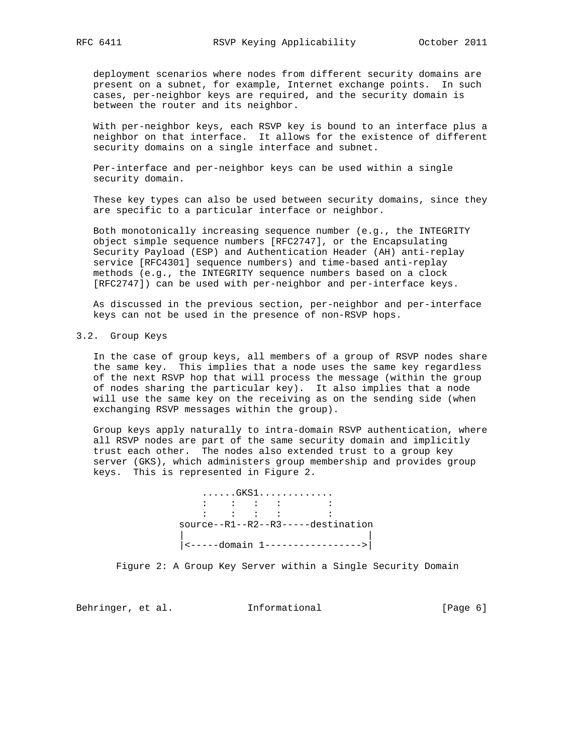deployment scenarios where nodes from different security domains are present on a subnet, for example, Internet exchange points. In such cases, per-neighbor keys are required, and the security domain is between the router and its neighbor.

With per-neighbor keys, each RSVP key is bound to an interface plus a neighbor on that interface. It allows for the existence of different security domains on a single interface and subnet.

Per-interface and per-neighbor keys can be used within a single security domain.

These key types can also be used between security domains, since they are specific to a particular interface or neighbor.

Both monotonically increasing sequence number (e.g., the INTEGRITY object simple sequence numbers [RFC2747], or the Encapsulating Security Payload (ESP) and Authentication Header (AH) anti-replay service [RFC4301] sequence numbers) and time-based anti-replay methods (e.g., the INTEGRITY sequence numbers based on a clock [RFC2747]) can be used with per-neighbor and per-interface keys.

As discussed in the previous section, per-neighbor and per-interface keys can not be used in the presence of non-RSVP hops.

### 3.2. Group Keys

In the case of group keys, all members of a group of RSVP nodes share the same key. This implies that a node uses the same key regardless of the next RSVP hop that will process the message (within the group of nodes sharing the particular key). It also implies that a node will use the same key on the receiving as on the sending side (when exchanging RSVP messages within the group).

Group keys apply naturally to intra-domain RSVP authentication, where all RSVP nodes are part of the same security domain and implicitly trust each other. The nodes also extended trust to a group key server (GKS), which administers group membership and provides group keys. This is represented in Figure 2.

```
       ......GKS1............
       :    :   :   :       :
       :    :   :   :       :
     source--R1--R2--R3-----destination
     |                               |
     |<-----domain 1----------------->|
```

Figure 2: A Group Key Server within a Single Security Domain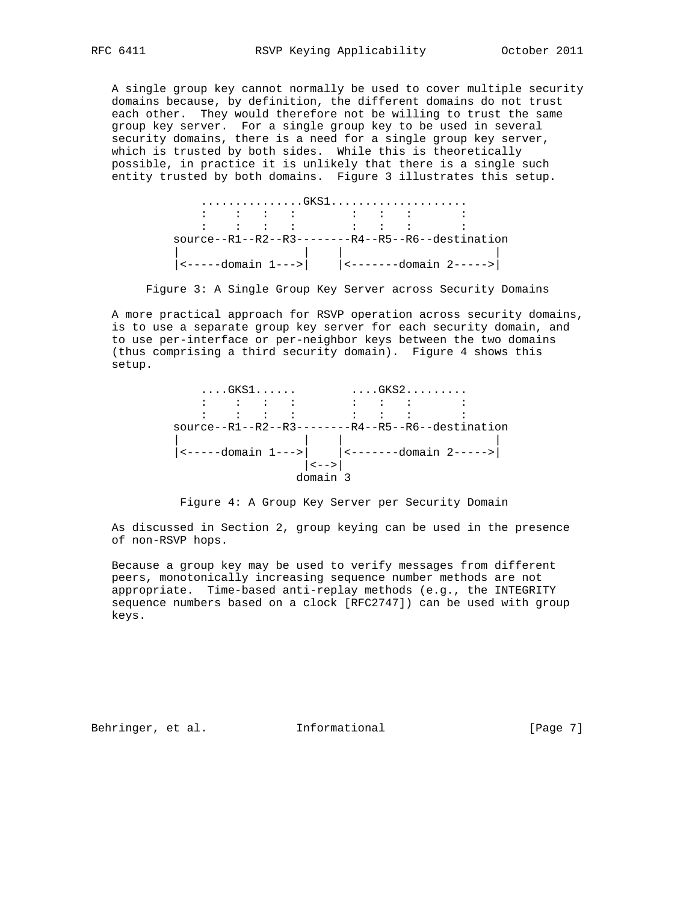A single group key cannot normally be used to cover multiple security domains because, by definition, the different domains do not trust each other. They would therefore not be willing to trust the same group key server. For a single group key to be used in several security domains, there is a need for a single group key server, which is trusted by both sides. While this is theoretically possible, in practice it is unlikely that there is a single such entity trusted by both domains. Figure 3 illustrates this setup.

```
    ...............GKS1...................
    :    :   :   :        :   :   :       :
    :    :   :   :        :   :   :       :
source--R1--R2--R3--------R4--R5--R6--destination
|                |    |                   |
|<-----domain 1--->|    |<-------domain 2----->|
```

Figure 3: A Single Group Key Server across Security Domains

A more practical approach for RSVP operation across security domains, is to use a separate group key server for each security domain, and to use per-interface or per-neighbor keys between the two domains (thus comprising a third security domain). Figure 4 shows this setup.

```
    ....GKS1......        ....GKS2.........
    :    :   :   :        :   :   :       :
    :    :   :   :        :   :   :       :
source--R1--R2--R3--------R4--R5--R6--destination
|                |    |                   |
|<-----domain 1--->|    |<-------domain 2----->|
                 |<-->|
                domain 3
```

Figure 4: A Group Key Server per Security Domain

As discussed in Section 2, group keying can be used in the presence of non-RSVP hops.

Because a group key may be used to verify messages from different peers, monotonically increasing sequence number methods are not appropriate. Time-based anti-replay methods (e.g., the INTEGRITY sequence numbers based on a clock [RFC2747]) can be used with group keys.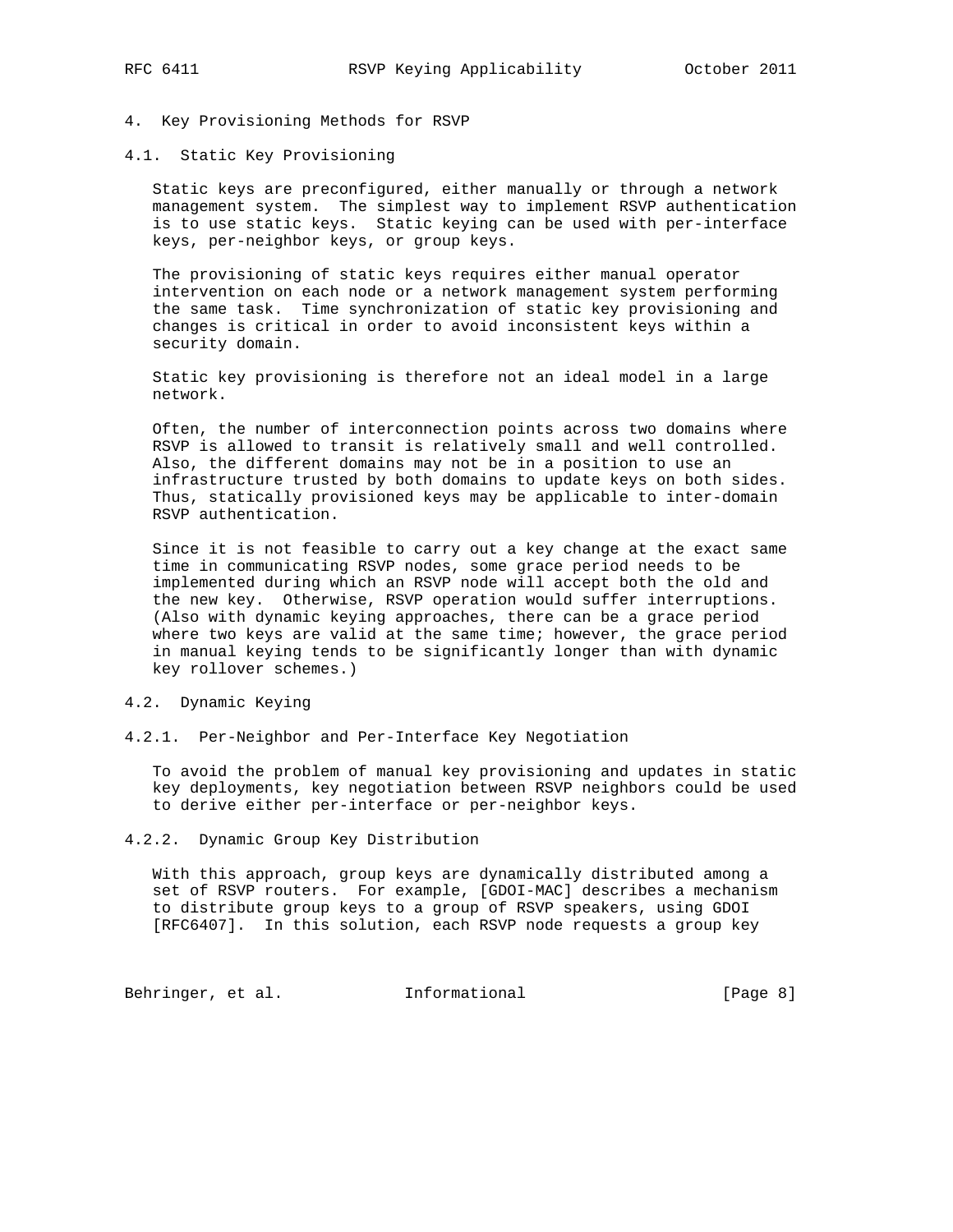## 4. Key Provisioning Methods for RSVP

### 4.1. Static Key Provisioning

Static keys are preconfigured, either manually or through a network management system. The simplest way to implement RSVP authentication is to use static keys. Static keying can be used with per-interface keys, per-neighbor keys, or group keys.

The provisioning of static keys requires either manual operator intervention on each node or a network management system performing the same task. Time synchronization of static key provisioning and changes is critical in order to avoid inconsistent keys within a security domain.

Static key provisioning is therefore not an ideal model in a large network.

Often, the number of interconnection points across two domains where RSVP is allowed to transit is relatively small and well controlled. Also, the different domains may not be in a position to use an infrastructure trusted by both domains to update keys on both sides. Thus, statically provisioned keys may be applicable to inter-domain RSVP authentication.

Since it is not feasible to carry out a key change at the exact same time in communicating RSVP nodes, some grace period needs to be implemented during which an RSVP node will accept both the old and the new key. Otherwise, RSVP operation would suffer interruptions. (Also with dynamic keying approaches, there can be a grace period where two keys are valid at the same time; however, the grace period in manual keying tends to be significantly longer than with dynamic key rollover schemes.)

### 4.2. Dynamic Keying

#### 4.2.1. Per-Neighbor and Per-Interface Key Negotiation

To avoid the problem of manual key provisioning and updates in static key deployments, key negotiation between RSVP neighbors could be used to derive either per-interface or per-neighbor keys.

#### 4.2.2. Dynamic Group Key Distribution

With this approach, group keys are dynamically distributed among a set of RSVP routers. For example, [GDOI-MAC] describes a mechanism to distribute group keys to a group of RSVP speakers, using GDOI [RFC6407]. In this solution, each RSVP node requests a group key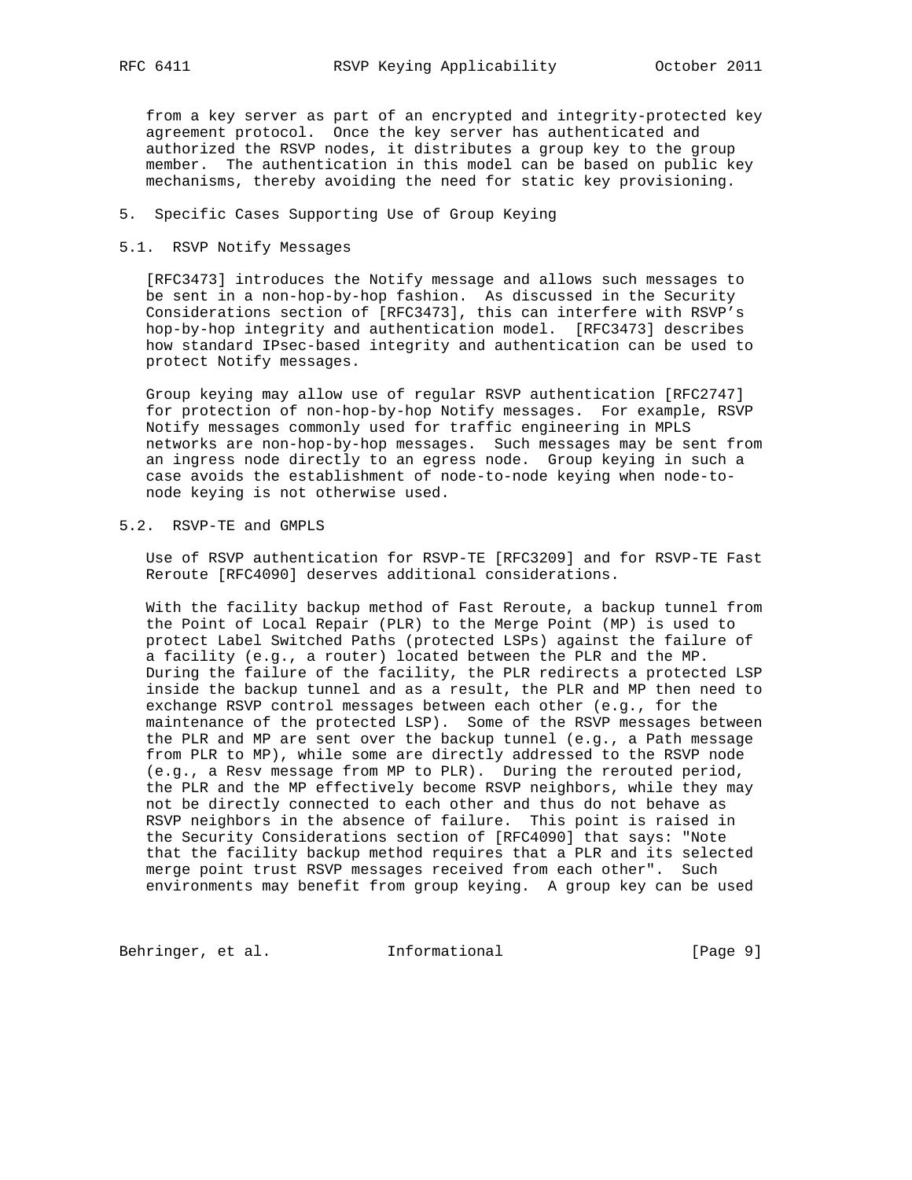from a key server as part of an encrypted and integrity-protected key agreement protocol. Once the key server has authenticated and authorized the RSVP nodes, it distributes a group key to the group member. The authentication in this model can be based on public key mechanisms, thereby avoiding the need for static key provisioning.

## 5. Specific Cases Supporting Use of Group Keying

### 5.1. RSVP Notify Messages

[RFC3473] introduces the Notify message and allows such messages to be sent in a non-hop-by-hop fashion. As discussed in the Security Considerations section of [RFC3473], this can interfere with RSVP's hop-by-hop integrity and authentication model. [RFC3473] describes how standard IPsec-based integrity and authentication can be used to protect Notify messages.

Group keying may allow use of regular RSVP authentication [RFC2747] for protection of non-hop-by-hop Notify messages. For example, RSVP Notify messages commonly used for traffic engineering in MPLS networks are non-hop-by-hop messages. Such messages may be sent from an ingress node directly to an egress node. Group keying in such a case avoids the establishment of node-to-node keying when node-to-node keying is not otherwise used.

### 5.2. RSVP-TE and GMPLS

Use of RSVP authentication for RSVP-TE [RFC3209] and for RSVP-TE Fast Reroute [RFC4090] deserves additional considerations.

With the facility backup method of Fast Reroute, a backup tunnel from the Point of Local Repair (PLR) to the Merge Point (MP) is used to protect Label Switched Paths (protected LSPs) against the failure of a facility (e.g., a router) located between the PLR and the MP. During the failure of the facility, the PLR redirects a protected LSP inside the backup tunnel and as a result, the PLR and MP then need to exchange RSVP control messages between each other (e.g., for the maintenance of the protected LSP). Some of the RSVP messages between the PLR and MP are sent over the backup tunnel (e.g., a Path message from PLR to MP), while some are directly addressed to the RSVP node (e.g., a Resv message from MP to PLR). During the rerouted period, the PLR and the MP effectively become RSVP neighbors, while they may not be directly connected to each other and thus do not behave as RSVP neighbors in the absence of failure. This point is raised in the Security Considerations section of [RFC4090] that says: "Note that the facility backup method requires that a PLR and its selected merge point trust RSVP messages received from each other". Such environments may benefit from group keying. A group key can be used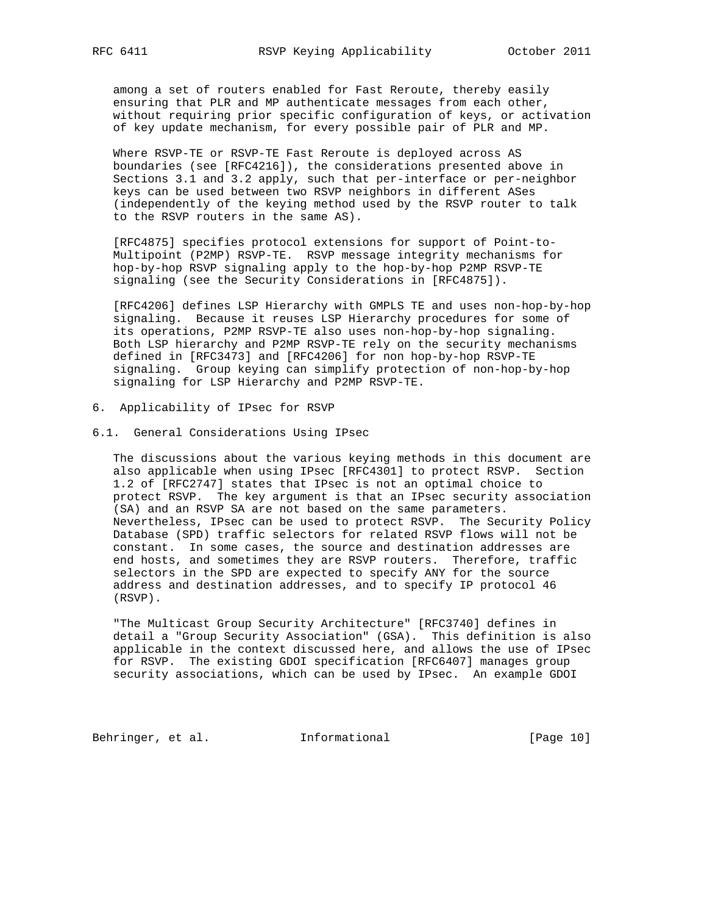among a set of routers enabled for Fast Reroute, thereby easily ensuring that PLR and MP authenticate messages from each other, without requiring prior specific configuration of keys, or activation of key update mechanism, for every possible pair of PLR and MP.

Where RSVP-TE or RSVP-TE Fast Reroute is deployed across AS boundaries (see [RFC4216]), the considerations presented above in Sections 3.1 and 3.2 apply, such that per-interface or per-neighbor keys can be used between two RSVP neighbors in different ASes (independently of the keying method used by the RSVP router to talk to the RSVP routers in the same AS).

[RFC4875] specifies protocol extensions for support of Point-to-Multipoint (P2MP) RSVP-TE. RSVP message integrity mechanisms for hop-by-hop RSVP signaling apply to the hop-by-hop P2MP RSVP-TE signaling (see the Security Considerations in [RFC4875]).

[RFC4206] defines LSP Hierarchy with GMPLS TE and uses non-hop-by-hop signaling. Because it reuses LSP Hierarchy procedures for some of its operations, P2MP RSVP-TE also uses non-hop-by-hop signaling. Both LSP hierarchy and P2MP RSVP-TE rely on the security mechanisms defined in [RFC3473] and [RFC4206] for non hop-by-hop RSVP-TE signaling. Group keying can simplify protection of non-hop-by-hop signaling for LSP Hierarchy and P2MP RSVP-TE.

## 6. Applicability of IPsec for RSVP

### 6.1. General Considerations Using IPsec

The discussions about the various keying methods in this document are also applicable when using IPsec [RFC4301] to protect RSVP. Section 1.2 of [RFC2747] states that IPsec is not an optimal choice to protect RSVP. The key argument is that an IPsec security association (SA) and an RSVP SA are not based on the same parameters. Nevertheless, IPsec can be used to protect RSVP. The Security Policy Database (SPD) traffic selectors for related RSVP flows will not be constant. In some cases, the source and destination addresses are end hosts, and sometimes they are RSVP routers. Therefore, traffic selectors in the SPD are expected to specify ANY for the source address and destination addresses, and to specify IP protocol 46 (RSVP).

"The Multicast Group Security Architecture" [RFC3740] defines in detail a "Group Security Association" (GSA). This definition is also applicable in the context discussed here, and allows the use of IPsec for RSVP. The existing GDOI specification [RFC6407] manages group security associations, which can be used by IPsec. An example GDOI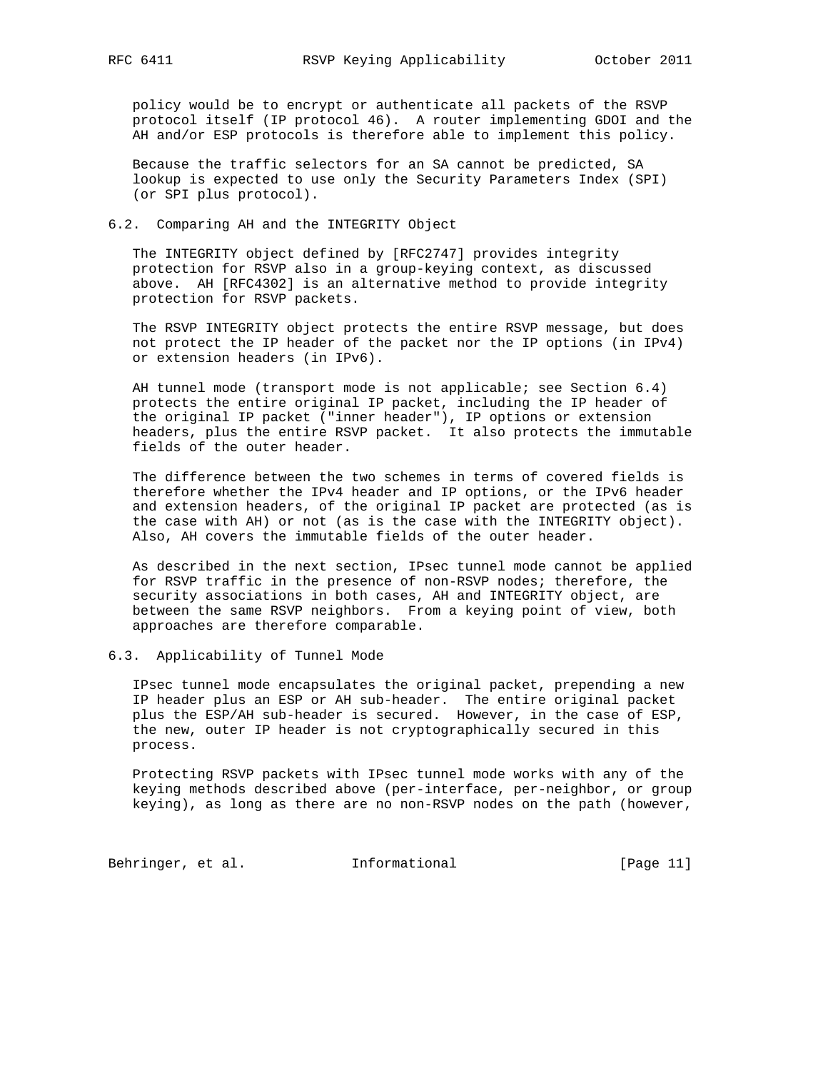policy would be to encrypt or authenticate all packets of the RSVP protocol itself (IP protocol 46). A router implementing GDOI and the AH and/or ESP protocols is therefore able to implement this policy.

Because the traffic selectors for an SA cannot be predicted, SA lookup is expected to use only the Security Parameters Index (SPI) (or SPI plus protocol).

### 6.2. Comparing AH and the INTEGRITY Object

The INTEGRITY object defined by [RFC2747] provides integrity protection for RSVP also in a group-keying context, as discussed above. AH [RFC4302] is an alternative method to provide integrity protection for RSVP packets.

The RSVP INTEGRITY object protects the entire RSVP message, but does not protect the IP header of the packet nor the IP options (in IPv4) or extension headers (in IPv6).

AH tunnel mode (transport mode is not applicable; see Section 6.4) protects the entire original IP packet, including the IP header of the original IP packet ("inner header"), IP options or extension headers, plus the entire RSVP packet. It also protects the immutable fields of the outer header.

The difference between the two schemes in terms of covered fields is therefore whether the IPv4 header and IP options, or the IPv6 header and extension headers, of the original IP packet are protected (as is the case with AH) or not (as is the case with the INTEGRITY object). Also, AH covers the immutable fields of the outer header.

As described in the next section, IPsec tunnel mode cannot be applied for RSVP traffic in the presence of non-RSVP nodes; therefore, the security associations in both cases, AH and INTEGRITY object, are between the same RSVP neighbors. From a keying point of view, both approaches are therefore comparable.

### 6.3. Applicability of Tunnel Mode

IPsec tunnel mode encapsulates the original packet, prepending a new IP header plus an ESP or AH sub-header. The entire original packet plus the ESP/AH sub-header is secured. However, in the case of ESP, the new, outer IP header is not cryptographically secured in this process.

Protecting RSVP packets with IPsec tunnel mode works with any of the keying methods described above (per-interface, per-neighbor, or group keying), as long as there are no non-RSVP nodes on the path (however,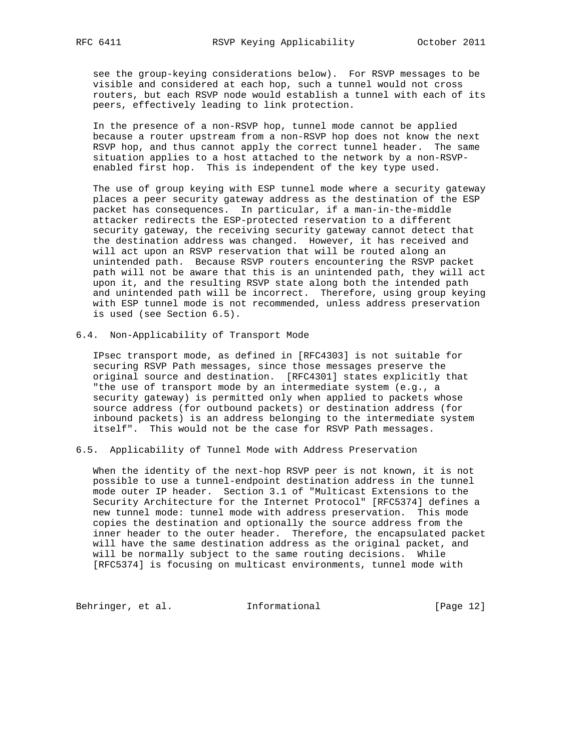see the group-keying considerations below). For RSVP messages to be visible and considered at each hop, such a tunnel would not cross routers, but each RSVP node would establish a tunnel with each of its peers, effectively leading to link protection.

In the presence of a non-RSVP hop, tunnel mode cannot be applied because a router upstream from a non-RSVP hop does not know the next RSVP hop, and thus cannot apply the correct tunnel header. The same situation applies to a host attached to the network by a non-RSVP-enabled first hop. This is independent of the key type used.

The use of group keying with ESP tunnel mode where a security gateway places a peer security gateway address as the destination of the ESP packet has consequences. In particular, if a man-in-the-middle attacker redirects the ESP-protected reservation to a different security gateway, the receiving security gateway cannot detect that the destination address was changed. However, it has received and will act upon an RSVP reservation that will be routed along an unintended path. Because RSVP routers encountering the RSVP packet path will not be aware that this is an unintended path, they will act upon it, and the resulting RSVP state along both the intended path and unintended path will be incorrect. Therefore, using group keying with ESP tunnel mode is not recommended, unless address preservation is used (see Section 6.5).

## 6.4. Non-Applicability of Transport Mode

IPsec transport mode, as defined in [RFC4303] is not suitable for securing RSVP Path messages, since those messages preserve the original source and destination. [RFC4301] states explicitly that "the use of transport mode by an intermediate system (e.g., a security gateway) is permitted only when applied to packets whose source address (for outbound packets) or destination address (for inbound packets) is an address belonging to the intermediate system itself". This would not be the case for RSVP Path messages.

## 6.5. Applicability of Tunnel Mode with Address Preservation

When the identity of the next-hop RSVP peer is not known, it is not possible to use a tunnel-endpoint destination address in the tunnel mode outer IP header. Section 3.1 of "Multicast Extensions to the Security Architecture for the Internet Protocol" [RFC5374] defines a new tunnel mode: tunnel mode with address preservation. This mode copies the destination and optionally the source address from the inner header to the outer header. Therefore, the encapsulated packet will have the same destination address as the original packet, and will be normally subject to the same routing decisions. While [RFC5374] is focusing on multicast environments, tunnel mode with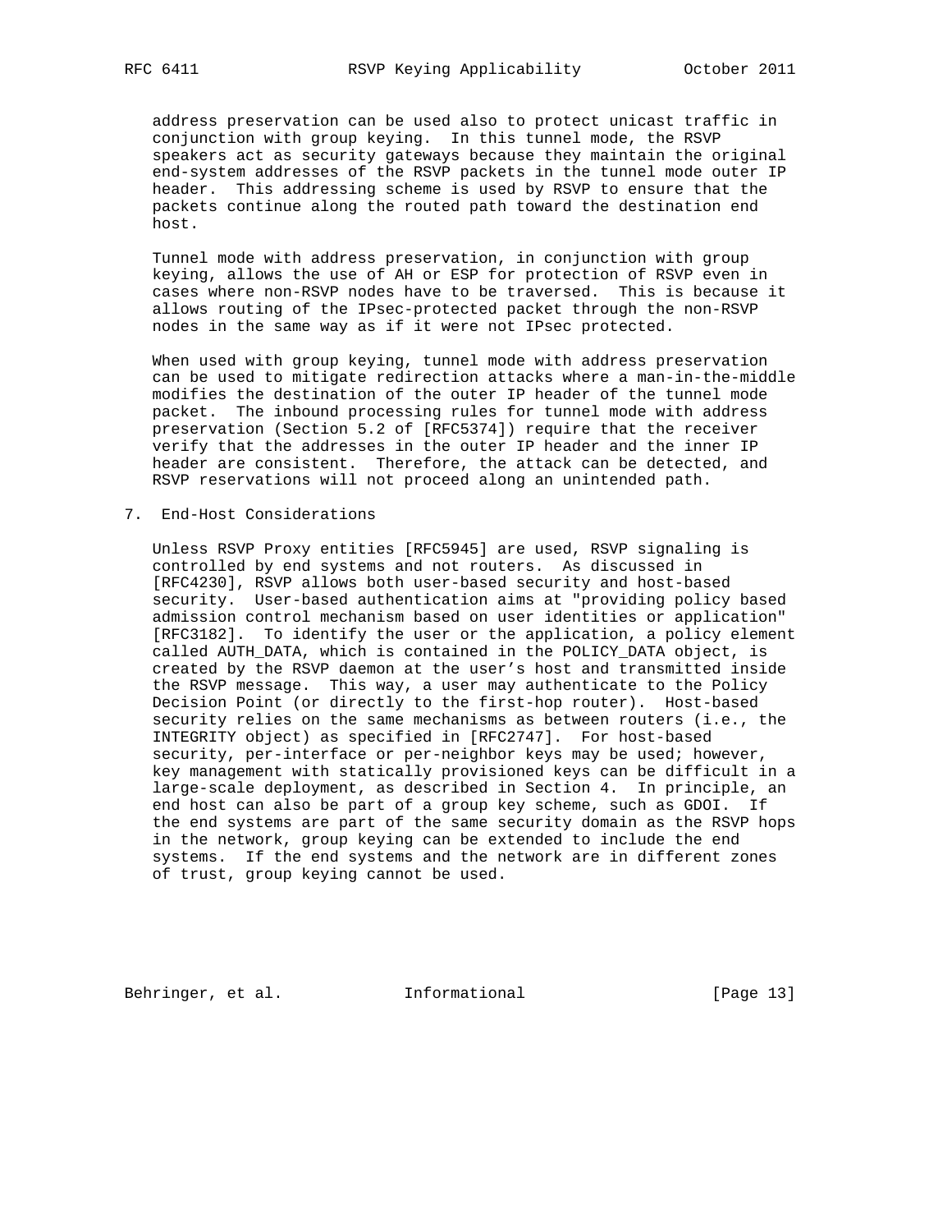address preservation can be used also to protect unicast traffic in conjunction with group keying. In this tunnel mode, the RSVP speakers act as security gateways because they maintain the original end-system addresses of the RSVP packets in the tunnel mode outer IP header. This addressing scheme is used by RSVP to ensure that the packets continue along the routed path toward the destination end host.

Tunnel mode with address preservation, in conjunction with group keying, allows the use of AH or ESP for protection of RSVP even in cases where non-RSVP nodes have to be traversed. This is because it allows routing of the IPsec-protected packet through the non-RSVP nodes in the same way as if it were not IPsec protected.

When used with group keying, tunnel mode with address preservation can be used to mitigate redirection attacks where a man-in-the-middle modifies the destination of the outer IP header of the tunnel mode packet. The inbound processing rules for tunnel mode with address preservation (Section 5.2 of [RFC5374]) require that the receiver verify that the addresses in the outer IP header and the inner IP header are consistent. Therefore, the attack can be detected, and RSVP reservations will not proceed along an unintended path.

## 7. End-Host Considerations

Unless RSVP Proxy entities [RFC5945] are used, RSVP signaling is controlled by end systems and not routers. As discussed in [RFC4230], RSVP allows both user-based security and host-based security. User-based authentication aims at "providing policy based admission control mechanism based on user identities or application" [RFC3182]. To identify the user or the application, a policy element called AUTH_DATA, which is contained in the POLICY_DATA object, is created by the RSVP daemon at the user's host and transmitted inside the RSVP message. This way, a user may authenticate to the Policy Decision Point (or directly to the first-hop router). Host-based security relies on the same mechanisms as between routers (i.e., the INTEGRITY object) as specified in [RFC2747]. For host-based security, per-interface or per-neighbor keys may be used; however, key management with statically provisioned keys can be difficult in a large-scale deployment, as described in Section 4. In principle, an end host can also be part of a group key scheme, such as GDOI. If the end systems are part of the same security domain as the RSVP hops in the network, group keying can be extended to include the end systems. If the end systems and the network are in different zones of trust, group keying cannot be used.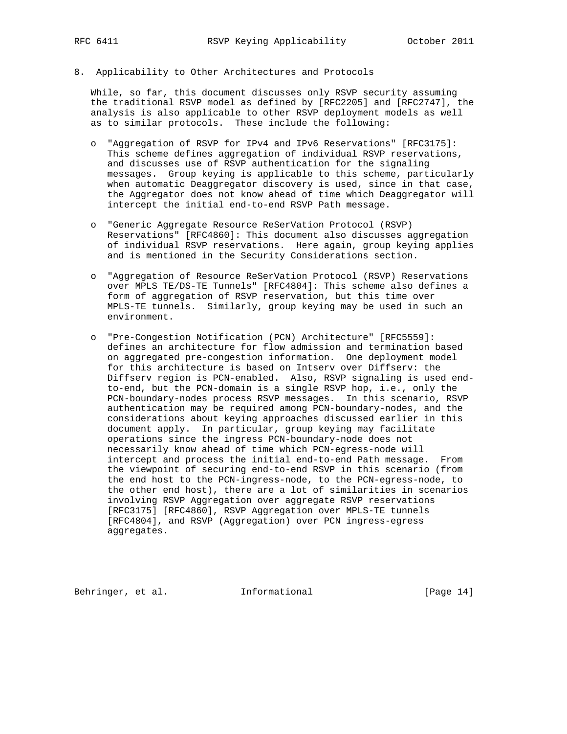## 8. Applicability to Other Architectures and Protocols

While, so far, this document discusses only RSVP security assuming the traditional RSVP model as defined by [RFC2205] and [RFC2747], the analysis is also applicable to other RSVP deployment models as well as to similar protocols. These include the following:

- "Aggregation of RSVP for IPv4 and IPv6 Reservations" [RFC3175]: This scheme defines aggregation of individual RSVP reservations, and discusses use of RSVP authentication for the signaling messages. Group keying is applicable to this scheme, particularly when automatic Deaggregator discovery is used, since in that case, the Aggregator does not know ahead of time which Deaggregator will intercept the initial end-to-end RSVP Path message.

- "Generic Aggregate Resource ReSerVation Protocol (RSVP) Reservations" [RFC4860]: This document also discusses aggregation of individual RSVP reservations. Here again, group keying applies and is mentioned in the Security Considerations section.

- "Aggregation of Resource ReSerVation Protocol (RSVP) Reservations over MPLS TE/DS-TE Tunnels" [RFC4804]: This scheme also defines a form of aggregation of RSVP reservation, but this time over MPLS-TE tunnels. Similarly, group keying may be used in such an environment.

- "Pre-Congestion Notification (PCN) Architecture" [RFC5559]: defines an architecture for flow admission and termination based on aggregated pre-congestion information. One deployment model for this architecture is based on Intserv over Diffserv: the Diffserv region is PCN-enabled. Also, RSVP signaling is used end-to-end, but the PCN-domain is a single RSVP hop, i.e., only the PCN-boundary-nodes process RSVP messages. In this scenario, RSVP authentication may be required among PCN-boundary-nodes, and the considerations about keying approaches discussed earlier in this document apply. In particular, group keying may facilitate operations since the ingress PCN-boundary-node does not necessarily know ahead of time which PCN-egress-node will intercept and process the initial end-to-end Path message. From the viewpoint of securing end-to-end RSVP in this scenario (from the end host to the PCN-ingress-node, to the PCN-egress-node, to the other end host), there are a lot of similarities in scenarios involving RSVP Aggregation over aggregate RSVP reservations [RFC3175] [RFC4860], RSVP Aggregation over MPLS-TE tunnels [RFC4804], and RSVP (Aggregation) over PCN ingress-egress aggregates.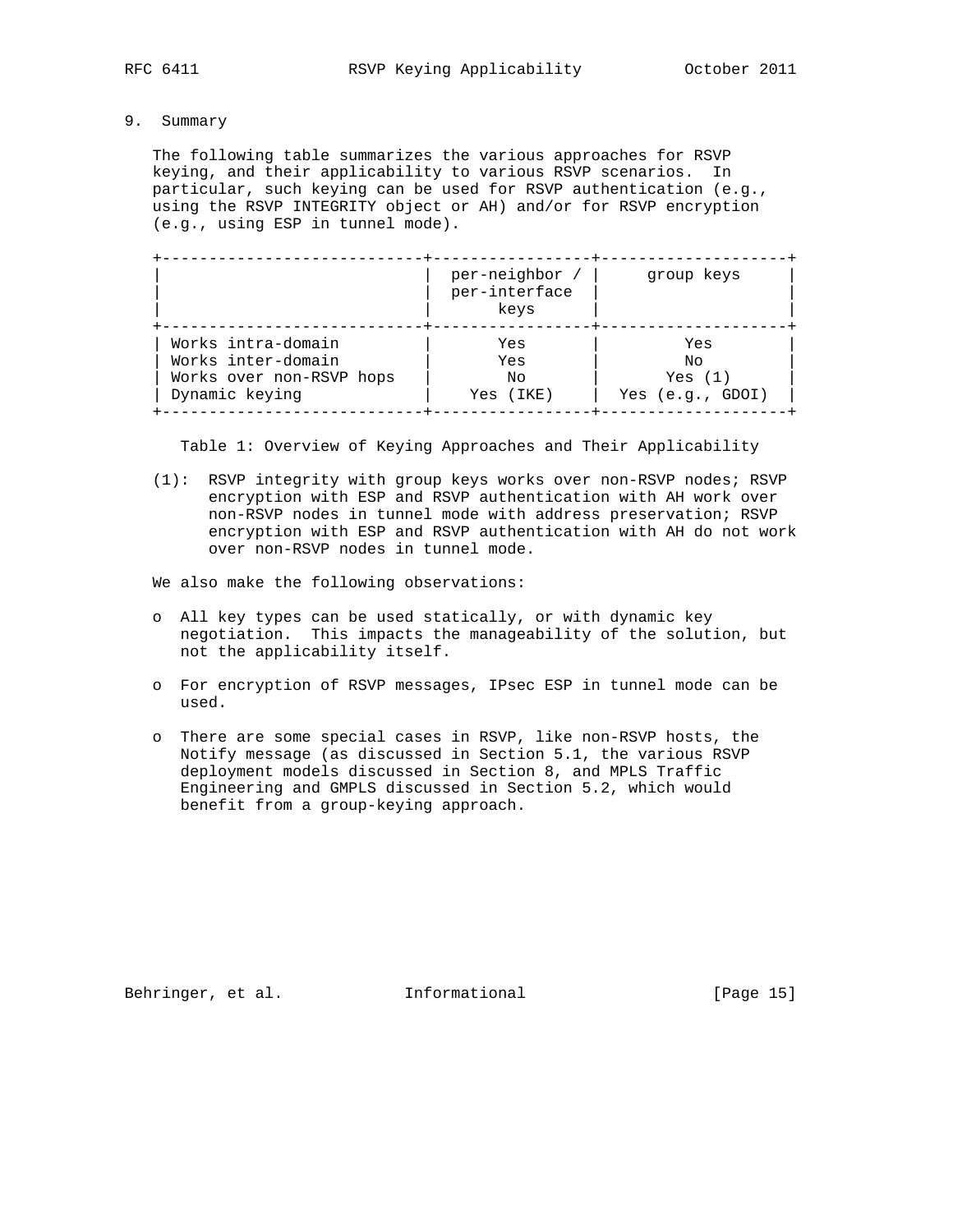## 9. Summary

The following table summarizes the various approaches for RSVP keying, and their applicability to various RSVP scenarios. In particular, such keying can be used for RSVP authentication (e.g., using the RSVP INTEGRITY object or AH) and/or for RSVP encryption (e.g., using ESP in tunnel mode).

| | per-neighbor / per-interface keys | group keys |
|---|---|---|
| Works intra-domain | Yes | Yes |
| Works inter-domain | Yes | No |
| Works over non-RSVP hops | No | Yes (1) |
| Dynamic keying | Yes (IKE) | Yes (e.g., GDOI) |

Table 1: Overview of Keying Approaches and Their Applicability

(1): RSVP integrity with group keys works over non-RSVP nodes; RSVP encryption with ESP and RSVP authentication with AH work over non-RSVP nodes in tunnel mode with address preservation; RSVP encryption with ESP and RSVP authentication with AH do not work over non-RSVP nodes in tunnel mode.

We also make the following observations:

- All key types can be used statically, or with dynamic key negotiation. This impacts the manageability of the solution, but not the applicability itself.
- For encryption of RSVP messages, IPsec ESP in tunnel mode can be used.
- There are some special cases in RSVP, like non-RSVP hosts, the Notify message (as discussed in Section 5.1, the various RSVP deployment models discussed in Section 8, and MPLS Traffic Engineering and GMPLS discussed in Section 5.2, which would benefit from a group-keying approach.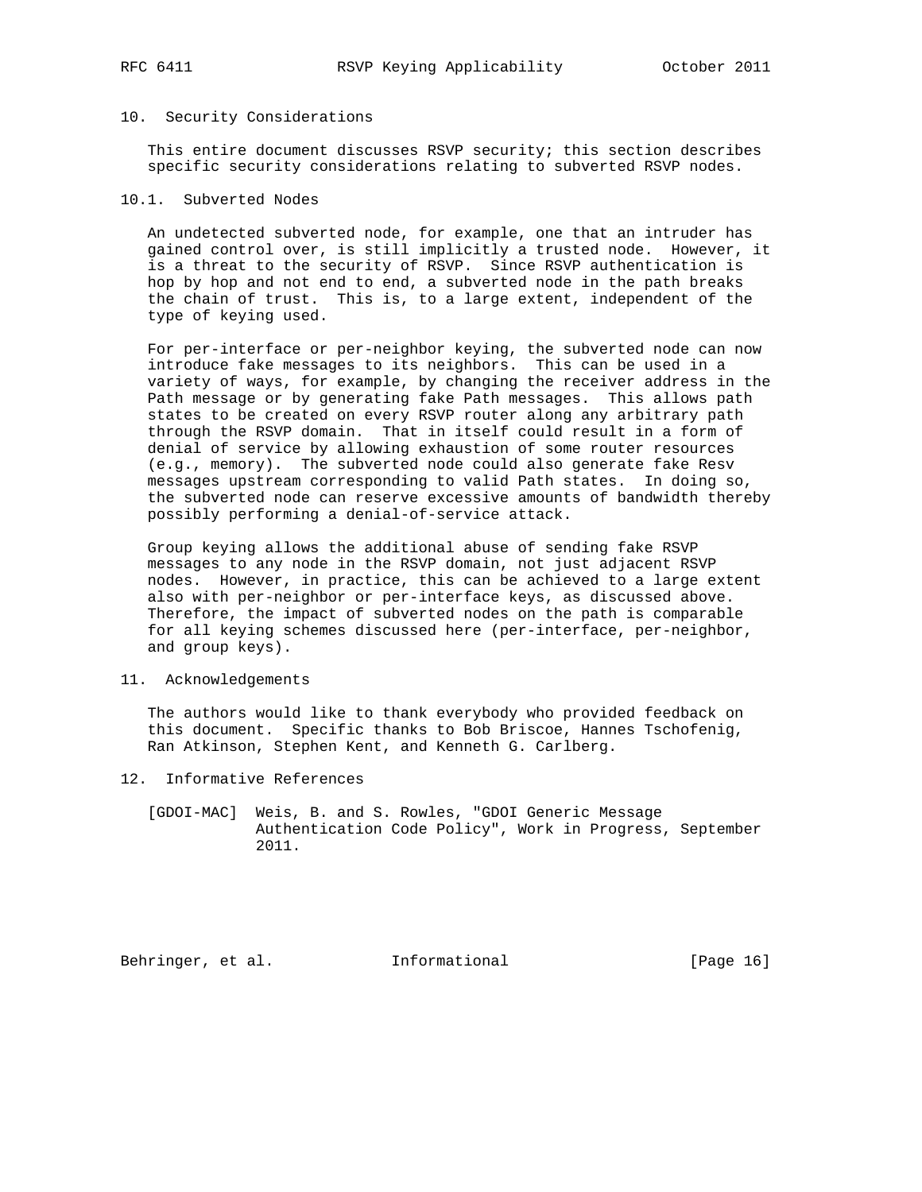## 10. Security Considerations

This entire document discusses RSVP security; this section describes specific security considerations relating to subverted RSVP nodes.

### 10.1. Subverted Nodes

An undetected subverted node, for example, one that an intruder has gained control over, is still implicitly a trusted node. However, it is a threat to the security of RSVP. Since RSVP authentication is hop by hop and not end to end, a subverted node in the path breaks the chain of trust. This is, to a large extent, independent of the type of keying used.

For per-interface or per-neighbor keying, the subverted node can now introduce fake messages to its neighbors. This can be used in a variety of ways, for example, by changing the receiver address in the Path message or by generating fake Path messages. This allows path states to be created on every RSVP router along any arbitrary path through the RSVP domain. That in itself could result in a form of denial of service by allowing exhaustion of some router resources (e.g., memory). The subverted node could also generate fake Resv messages upstream corresponding to valid Path states. In doing so, the subverted node can reserve excessive amounts of bandwidth thereby possibly performing a denial-of-service attack.

Group keying allows the additional abuse of sending fake RSVP messages to any node in the RSVP domain, not just adjacent RSVP nodes. However, in practice, this can be achieved to a large extent also with per-neighbor or per-interface keys, as discussed above. Therefore, the impact of subverted nodes on the path is comparable for all keying schemes discussed here (per-interface, per-neighbor, and group keys).

## 11. Acknowledgements

The authors would like to thank everybody who provided feedback on this document. Specific thanks to Bob Briscoe, Hannes Tschofenig, Ran Atkinson, Stephen Kent, and Kenneth G. Carlberg.

## 12. Informative References

[GDOI-MAC] Weis, B. and S. Rowles, "GDOI Generic Message Authentication Code Policy", Work in Progress, September 2011.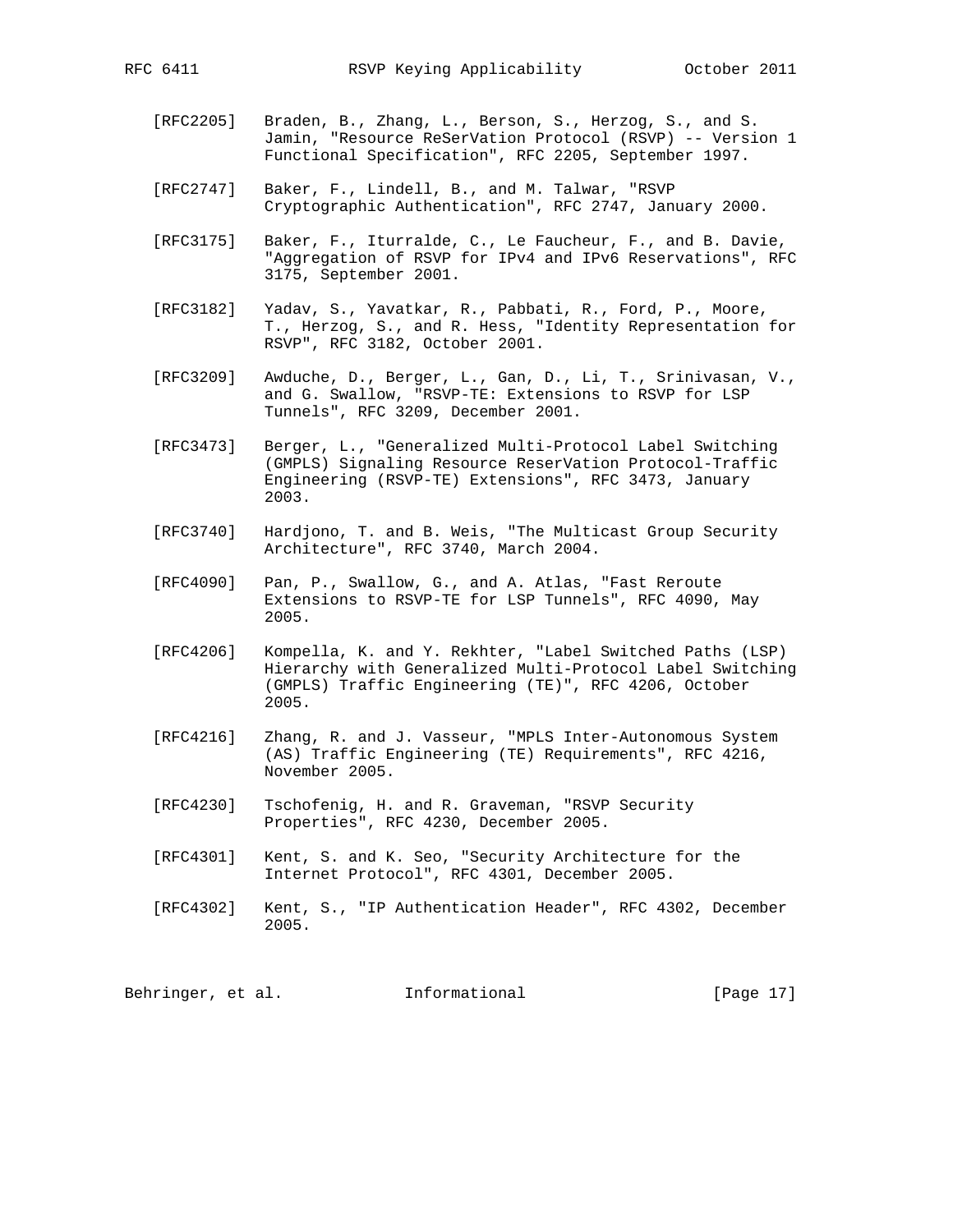[RFC2205] Braden, B., Zhang, L., Berson, S., Herzog, S., and S. Jamin, "Resource ReSerVation Protocol (RSVP) -- Version 1 Functional Specification", RFC 2205, September 1997.

[RFC2747] Baker, F., Lindell, B., and M. Talwar, "RSVP Cryptographic Authentication", RFC 2747, January 2000.

[RFC3175] Baker, F., Iturralde, C., Le Faucheur, F., and B. Davie, "Aggregation of RSVP for IPv4 and IPv6 Reservations", RFC 3175, September 2001.

[RFC3182] Yadav, S., Yavatkar, R., Pabbati, R., Ford, P., Moore, T., Herzog, S., and R. Hess, "Identity Representation for RSVP", RFC 3182, October 2001.

[RFC3209] Awduche, D., Berger, L., Gan, D., Li, T., Srinivasan, V., and G. Swallow, "RSVP-TE: Extensions to RSVP for LSP Tunnels", RFC 3209, December 2001.

[RFC3473] Berger, L., "Generalized Multi-Protocol Label Switching (GMPLS) Signaling Resource ReserVation Protocol-Traffic Engineering (RSVP-TE) Extensions", RFC 3473, January 2003.

[RFC3740] Hardjono, T. and B. Weis, "The Multicast Group Security Architecture", RFC 3740, March 2004.

[RFC4090] Pan, P., Swallow, G., and A. Atlas, "Fast Reroute Extensions to RSVP-TE for LSP Tunnels", RFC 4090, May 2005.

[RFC4206] Kompella, K. and Y. Rekhter, "Label Switched Paths (LSP) Hierarchy with Generalized Multi-Protocol Label Switching (GMPLS) Traffic Engineering (TE)", RFC 4206, October 2005.

[RFC4216] Zhang, R. and J. Vasseur, "MPLS Inter-Autonomous System (AS) Traffic Engineering (TE) Requirements", RFC 4216, November 2005.

[RFC4230] Tschofenig, H. and R. Graveman, "RSVP Security Properties", RFC 4230, December 2005.

[RFC4301] Kent, S. and K. Seo, "Security Architecture for the Internet Protocol", RFC 4301, December 2005.

[RFC4302] Kent, S., "IP Authentication Header", RFC 4302, December 2005.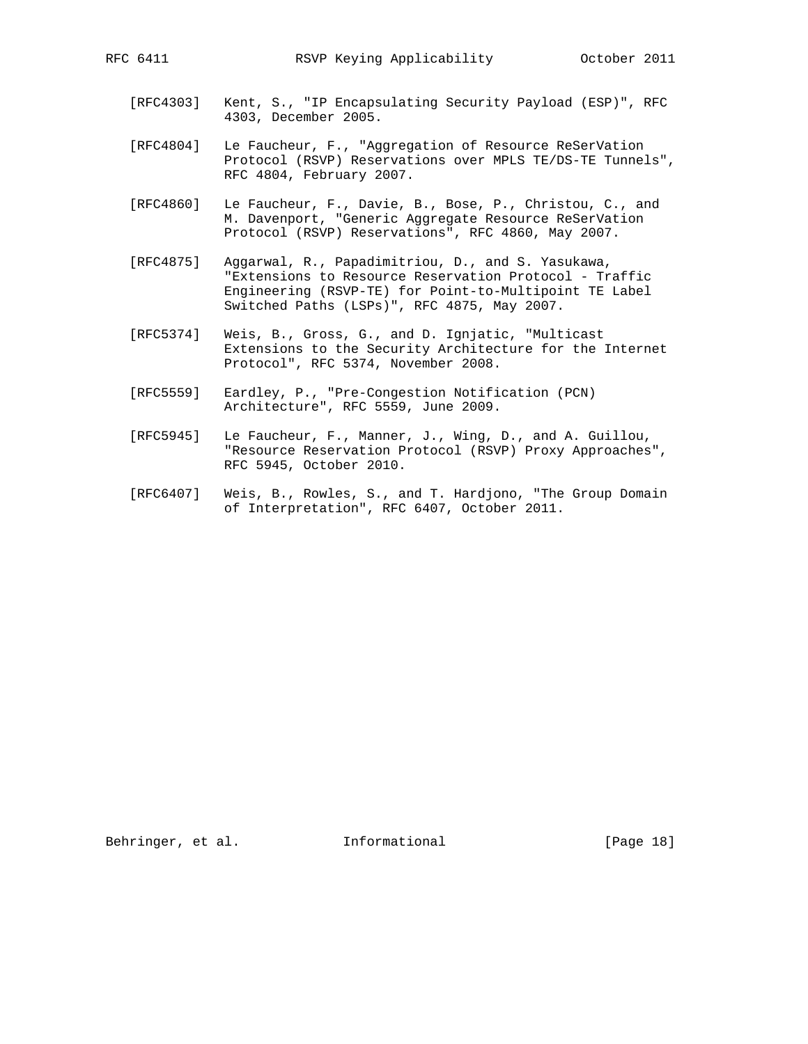[RFC4303] Kent, S., "IP Encapsulating Security Payload (ESP)", RFC 4303, December 2005.

[RFC4804] Le Faucheur, F., "Aggregation of Resource ReSerVation Protocol (RSVP) Reservations over MPLS TE/DS-TE Tunnels", RFC 4804, February 2007.

[RFC4860] Le Faucheur, F., Davie, B., Bose, P., Christou, C., and M. Davenport, "Generic Aggregate Resource ReSerVation Protocol (RSVP) Reservations", RFC 4860, May 2007.

[RFC4875] Aggarwal, R., Papadimitriou, D., and S. Yasukawa, "Extensions to Resource Reservation Protocol - Traffic Engineering (RSVP-TE) for Point-to-Multipoint TE Label Switched Paths (LSPs)", RFC 4875, May 2007.

[RFC5374] Weis, B., Gross, G., and D. Ignjatic, "Multicast Extensions to the Security Architecture for the Internet Protocol", RFC 5374, November 2008.

[RFC5559] Eardley, P., "Pre-Congestion Notification (PCN) Architecture", RFC 5559, June 2009.

[RFC5945] Le Faucheur, F., Manner, J., Wing, D., and A. Guillou, "Resource Reservation Protocol (RSVP) Proxy Approaches", RFC 5945, October 2010.

[RFC6407] Weis, B., Rowles, S., and T. Hardjono, "The Group Domain of Interpretation", RFC 6407, October 2011.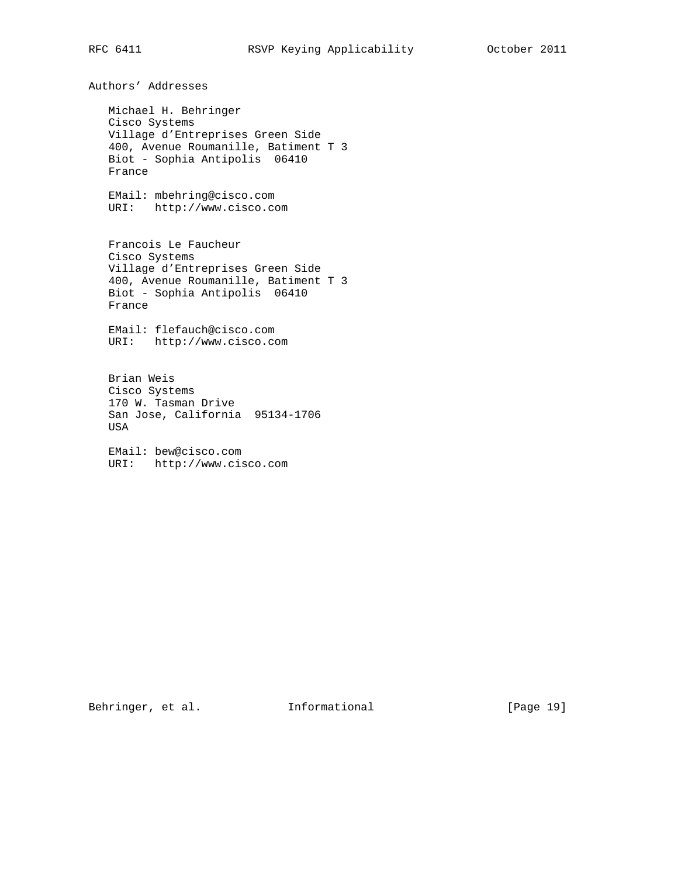## Authors' Addresses

Michael H. Behringer
Cisco Systems
Village d'Entreprises Green Side
400, Avenue Roumanille, Batiment T 3
Biot - Sophia Antipolis  06410
France

EMail: mbehring@cisco.com
URI:   http://www.cisco.com

Francois Le Faucheur
Cisco Systems
Village d'Entreprises Green Side
400, Avenue Roumanille, Batiment T 3
Biot - Sophia Antipolis  06410
France

EMail: flefauch@cisco.com
URI:   http://www.cisco.com

Brian Weis
Cisco Systems
170 W. Tasman Drive
San Jose, California  95134-1706
USA

EMail: bew@cisco.com
URI:   http://www.cisco.com